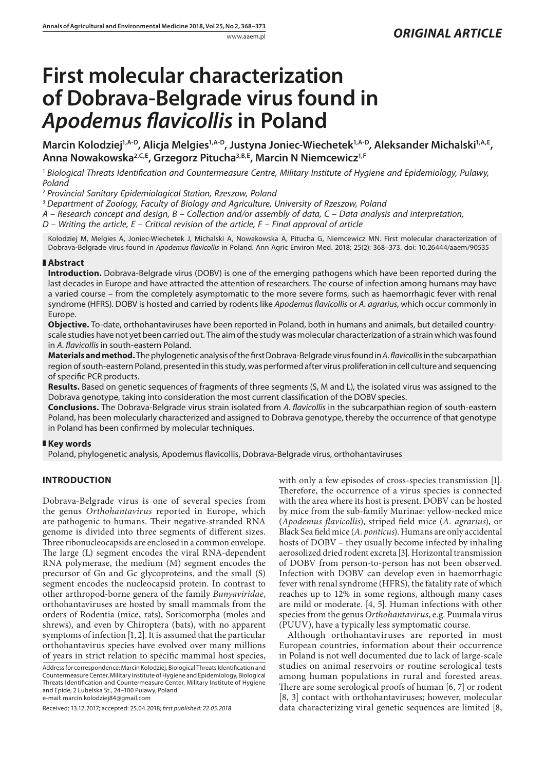*ORIGINAL ARTICLE*

# First molecular characterization of Dobrava-Belgrade virus found in *Apodemus flavicollis* in Poland

**Marcin Kolodziej[1,A-D], Alicja Melgies[1,A-D], Justyna Joniec-Wiechetek[1,A-D], Aleksander Michalski[1,A,E], Anna Nowakowska[2,C,E], Grzegorz Pitucha[3,B,E], Marcin N Niemcewicz[1,F]**

[1] *Biological Threats Identification and Countermeasure Centre, Military Institute of Hygiene and Epidemiology, Pulawy, Poland*

[2] *Provincial Sanitary Epidemiological Station, Rzeszow, Poland*

[3] *Department of Zoology, Faculty of Biology and Agriculture, University of Rzeszow, Poland*

*A – Research concept and design, B – Collection and/or assembly of data, C – Data analysis and interpretation, D – Writing the article, E – Critical revision of the article, F – Final approval of article*

Kolodziej M, Melgies A, Joniec-Wiechetek J, Michalski A, Nowakowska A, Pitucha G, Niemcewicz MN. First molecular characterization of Dobrava-Belgrade virus found in *Apodemus flavicollis* in Poland. Ann Agric Environ Med. 2018; 25(2): 368–373. doi: 10.26444/aaem/90535

## Abstract

**Introduction.** Dobrava-Belgrade virus (DOBV) is one of the emerging pathogens which have been reported during the last decades in Europe and have attracted the attention of researchers. The course of infection among humans may have a varied course – from the completely asymptomatic to the more severe forms, such as haemorrhagic fever with renal syndrome (HFRS). DOBV is hosted and carried by rodents like *Apodemus flavicollis* or *A. agrarius*, which occur commonly in Europe.

**Objective.** To-date, orthohantaviruses have been reported in Poland, both in humans and animals, but detailed country-scale studies have not yet been carried out. The aim of the study was molecular characterization of a strain which was found in *A. flavicollis* in south-eastern Poland.

**Materials and method.** The phylogenetic analysis of the first Dobrava-Belgrade virus found in *A. flavicollis* in the subcarpathian region of south-eastern Poland, presented in this study, was performed after virus proliferation in cell culture and sequencing of specific PCR products.

**Results.** Based on genetic sequences of fragments of three segments (S, M and L), the isolated virus was assigned to the Dobrava genotype, taking into consideration the most current classification of the DOBV species.

**Conclusions.** The Dobrava-Belgrade virus strain isolated from *A. flavicollis* in the subcarpathian region of south-eastern Poland, has been molecularly characterized and assigned to Dobrava genotype, thereby the occurrence of that genotype in Poland has been confirmed by molecular techniques.

## Key words

Poland, phylogenetic analysis, Apodemus flavicollis, Dobrava-Belgrade virus, orthohantaviruses

## INTRODUCTION

Dobrava-Belgrade virus is one of several species from the genus *Orthohantavirus* reported in Europe, which are pathogenic to humans. Their negative-stranded RNA genome is divided into three segments of different sizes. Three ribonucleocapsids are enclosed in a common envelope. The large (L) segment encodes the viral RNA-dependent RNA polymerase, the medium (M) segment encodes the precursor of Gn and Gc glycoproteins, and the small (S) segment encodes the nucleocapsid protein. In contrast to other arthropod-borne genera of the family *Bunyaviridae*, orthohantaviruses are hosted by small mammals from the orders of Rodentia (mice, rats), Soricomorpha (moles and shrews), and even by Chiroptera (bats), with no apparent symptoms of infection [1, 2]. It is assumed that the particular orthohantavirus species have evolved over many millions of years in strict relation to specific mammal host species, with only a few episodes of cross-species transmission [1]. Therefore, the occurrence of a virus species is connected with the area where its host is present. DOBV can be hosted by mice from the sub-family Murinae: yellow-necked mice (*Apodemus flavicollis*), striped field mice (*A. agrarius*), or Black Sea field mice (*A. ponticus*). Humans are only accidental hosts of DOBV – they usually become infected by inhaling aerosolized dried rodent excreta [3]. Horizontal transmission of DOBV from person-to-person has not been observed. Infection with DOBV can develop even in haemorrhagic fever with renal syndrome (HFRS), the fatality rate of which reaches up to 12% in some regions, although many cases are mild or moderate. [4, 5]. Human infections with other species from the genus *Orthohantavirus*, e.g. Puumala virus (PUUV), have a typically less symptomatic course.

Although orthohantaviruses are reported in most European countries, information about their occurrence in Poland is not well documented due to lack of large-scale studies on animal reservoirs or routine serological tests among human populations in rural and forested areas. There are some serological proofs of human [6, 7] or rodent [8, 3] contact with orthohantaviruses; however, molecular data characterizing viral genetic sequences are limited [8,

Address for correspondence: Marcin Kolodziej, Biological Threats Identification and Countermeasure Center, Military Institute of Hygiene and Epidemiology, Biological Threats Identification and Countermeasure Center, Military Institute of Hygiene and Epide, 2 Lubelska St., 24–100 Pulawy, Poland
e-mail: marcin.kolodziej84@gmail.com

Received: 13.12.2017; accepted: 25.04.2018; *first published: 22.05.2018*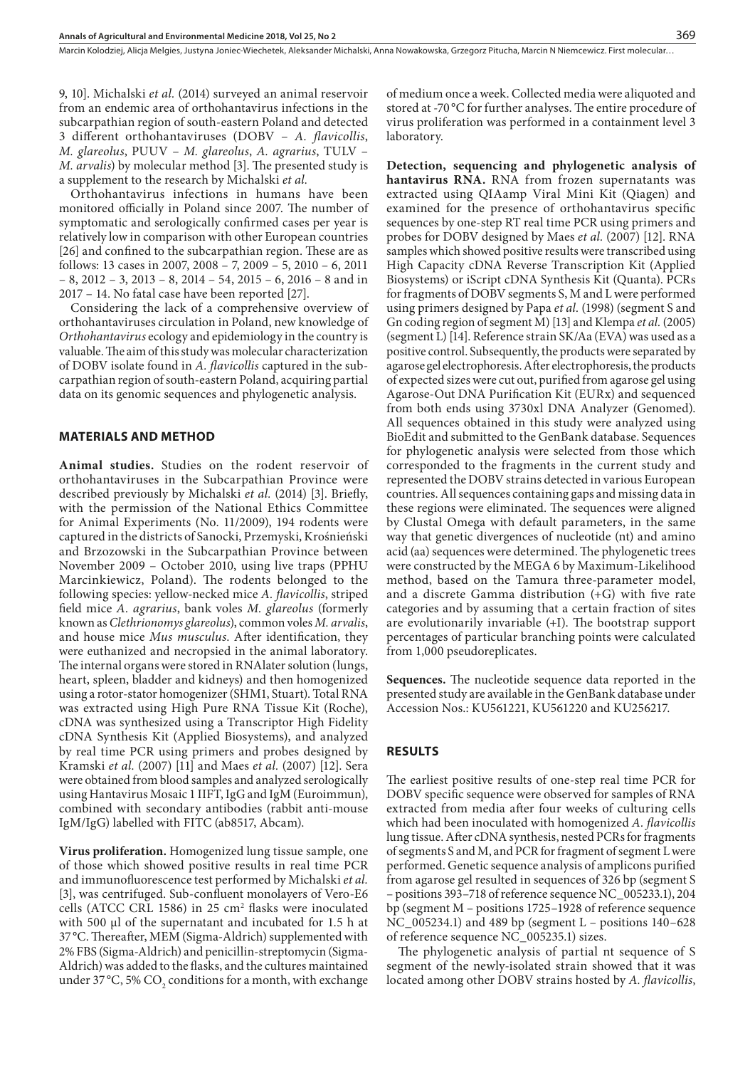9, 10]. Michalski *et al.* (2014) surveyed an animal reservoir from an endemic area of orthohantavirus infections in the subcarpathian region of south-eastern Poland and detected 3 different orthohantaviruses (DOBV – *A. flavicollis*, *M. glareolus*, PUUV – *M. glareolus*, *A. agrarius*, TULV – *M. arvalis*) by molecular method [3]. The presented study is a supplement to the research by Michalski *et al.*

Orthohantavirus infections in humans have been monitored officially in Poland since 2007. The number of symptomatic and serologically confirmed cases per year is relatively low in comparison with other European countries [26] and confined to the subcarpathian region. These are as follows: 13 cases in 2007, 2008 – 7, 2009 – 5, 2010 – 6, 2011 – 8, 2012 – 3, 2013 – 8, 2014 – 54, 2015 – 6, 2016 – 8 and in 2017 – 14. No fatal case have been reported [27].

Considering the lack of a comprehensive overview of orthohantaviruses circulation in Poland, new knowledge of *Orthohantavirus* ecology and epidemiology in the country is valuable. The aim of this study was molecular characterization of DOBV isolate found in *A. flavicollis* captured in the subcarpathian region of south-eastern Poland, acquiring partial data on its genomic sequences and phylogenetic analysis.

## MATERIALS AND METHOD

**Animal studies.** Studies on the rodent reservoir of orthohantaviruses in the Subcarpathian Province were described previously by Michalski *et al.* (2014) [3]. Briefly, with the permission of the National Ethics Committee for Animal Experiments (No. 11/2009), 194 rodents were captured in the districts of Sanocki, Przemyski, Krośnieński and Brzozowski in the Subcarpathian Province between November 2009 – October 2010, using live traps (PPHU Marcinkiewicz, Poland). The rodents belonged to the following species: yellow-necked mice *A. flavicollis*, striped field mice *A. agrarius*, bank voles *M. glareolus* (formerly known as *Clethrionomys glareolus*), common voles *M. arvalis*, and house mice *Mus musculus*. After identification, they were euthanized and necropsied in the animal laboratory. The internal organs were stored in RNAlater solution (lungs, heart, spleen, bladder and kidneys) and then homogenized using a rotor-stator homogenizer (SHM1, Stuart). Total RNA was extracted using High Pure RNA Tissue Kit (Roche), cDNA was synthesized using a Transcriptor High Fidelity cDNA Synthesis Kit (Applied Biosystems), and analyzed by real time PCR using primers and probes designed by Kramski *et al.* (2007) [11] and Maes *et al.* (2007) [12]. Sera were obtained from blood samples and analyzed serologically using Hantavirus Mosaic 1 IIFT, IgG and IgM (Euroimmun), combined with secondary antibodies (rabbit anti-mouse IgM/IgG) labelled with FITC (ab8517, Abcam).

**Virus proliferation.** Homogenized lung tissue sample, one of those which showed positive results in real time PCR and immunofluorescence test performed by Michalski *et al.* [3], was centrifuged. Sub-confluent monolayers of Vero-E6 cells (ATCC CRL 1586) in 25 cm$^2$ flasks were inoculated with 500 µl of the supernatant and incubated for 1.5 h at 37 °C. Thereafter, MEM (Sigma-Aldrich) supplemented with 2% FBS (Sigma-Aldrich) and penicillin-streptomycin (Sigma-Aldrich) was added to the flasks, and the cultures maintained under 37 °C, 5% $CO_2$ conditions for a month, with exchange of medium once a week. Collected media were aliquoted and stored at -70 °C for further analyses. The entire procedure of virus proliferation was performed in a containment level 3 laboratory.

**Detection, sequencing and phylogenetic analysis of hantavirus RNA.** RNA from frozen supernatants was extracted using QIAamp Viral Mini Kit (Qiagen) and examined for the presence of orthohantavirus specific sequences by one-step RT real time PCR using primers and probes for DOBV designed by Maes *et al.* (2007) [12]. RNA samples which showed positive results were transcribed using High Capacity cDNA Reverse Transcription Kit (Applied Biosystems) or iScript cDNA Synthesis Kit (Quanta). PCRs for fragments of DOBV segments S, M and L were performed using primers designed by Papa *et al.* (1998) (segment S and Gn coding region of segment M) [13] and Klempa *et al.* (2005) (segment L) [14]. Reference strain SK/Aa (EVA) was used as a positive control. Subsequently, the products were separated by agarose gel electrophoresis. After electrophoresis, the products of expected sizes were cut out, purified from agarose gel using Agarose-Out DNA Purification Kit (EURx) and sequenced from both ends using 3730xl DNA Analyzer (Genomed). All sequences obtained in this study were analyzed using BioEdit and submitted to the GenBank database. Sequences for phylogenetic analysis were selected from those which corresponded to the fragments in the current study and represented the DOBV strains detected in various European countries. All sequences containing gaps and missing data in these regions were eliminated. The sequences were aligned by Clustal Omega with default parameters, in the same way that genetic divergences of nucleotide (nt) and amino acid (aa) sequences were determined. The phylogenetic trees were constructed by the MEGA 6 by Maximum-Likelihood method, based on the Tamura three-parameter model, and a discrete Gamma distribution (+G) with five rate categories and by assuming that a certain fraction of sites are evolutionarily invariable (+I). The bootstrap support percentages of particular branching points were calculated from 1,000 pseudoreplicates.

**Sequences.** The nucleotide sequence data reported in the presented study are available in the GenBank database under Accession Nos.: KU561221, KU561220 and KU256217.

## RESULTS

The earliest positive results of one-step real time PCR for DOBV specific sequence were observed for samples of RNA extracted from media after four weeks of culturing cells which had been inoculated with homogenized *A. flavicollis* lung tissue. After cDNA synthesis, nested PCRs for fragments of segments S and M, and PCR for fragment of segment L were performed. Genetic sequence analysis of amplicons purified from agarose gel resulted in sequences of 326 bp (segment S – positions 393–718 of reference sequence NC_005233.1), 204 bp (segment M – positions 1725–1928 of reference sequence NC_005234.1) and 489 bp (segment L – positions 140–628 of reference sequence NC_005235.1) sizes.

The phylogenetic analysis of partial nt sequence of S segment of the newly-isolated strain showed that it was located among other DOBV strains hosted by *A. flavicollis*,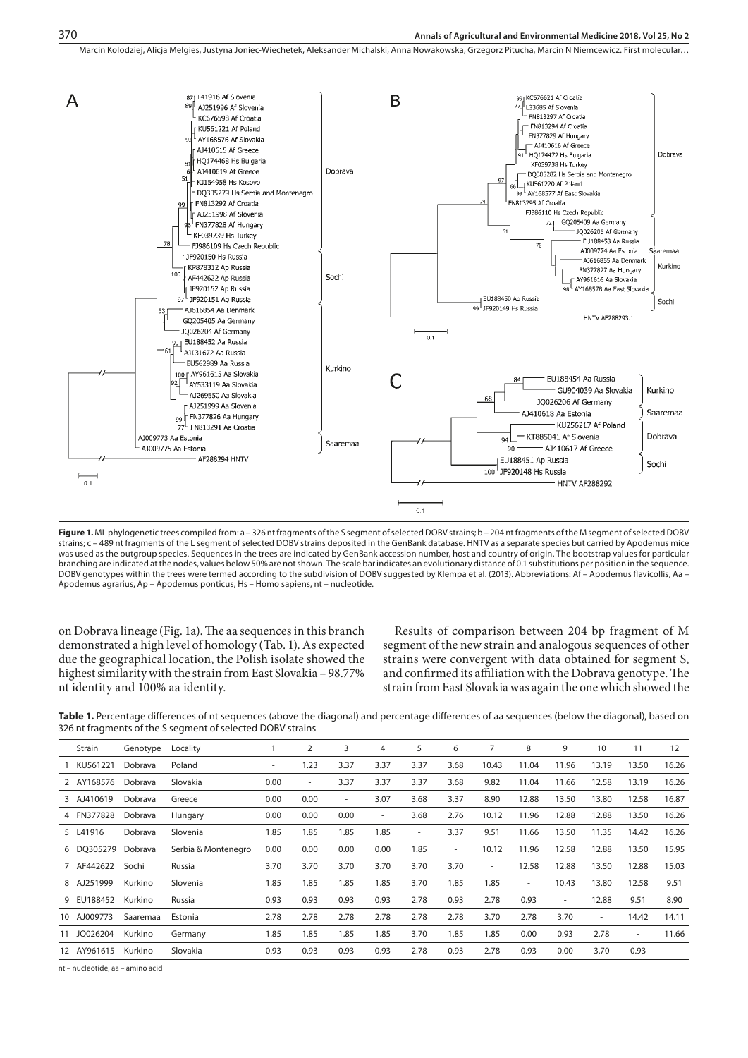**Figure 1.** ML phylogenetic trees compiled from: a – 326 nt fragments of the S segment of selected DOBV strains; b – 204 nt fragments of the M segment of selected DOBV strains; c – 489 nt fragments of the L segment of selected DOBV strains deposited in the GenBank database. HNTV as a separate species but carried by Apodemus mice was used as the outgroup species. Sequences in the trees are indicated by GenBank accession number, host and country of origin. The bootstrap values for particular branching are indicated at the nodes, values below 50% are not shown. The scale bar indicates an evolutionary distance of 0.1 substitutions per position in the sequence. DOBV genotypes within the trees were termed according to the subdivision of DOBV suggested by Klempa et al. (2013). Abbreviations: Af – Apodemus flavicollis, Aa – Apodemus agrarius, Ap – Apodemus ponticus, Hs – Homo sapiens, nt – nucleotide.

on Dobrava lineage (Fig. 1a). The aa sequences in this branch demonstrated a high level of homology (Tab. 1). As expected due the geographical location, the Polish isolate showed the highest similarity with the strain from East Slovakia – 98.77% nt identity and 100% aa identity.

Results of comparison between 204 bp fragment of M segment of the new strain and analogous sequences of other strains were convergent with data obtained for segment S, and confirmed its affiliation with the Dobrava genotype. The strain from East Slovakia was again the one which showed the

**Table 1.** Percentage differences of nt sequences (above the diagonal) and percentage differences of aa sequences (below the diagonal), based on 326 nt fragments of the S segment of selected DOBV strains

| | Strain | Genotype | Locality | 1 | 2 | 3 | 4 | 5 | 6 | 7 | 8 | 9 | 10 | 11 | 12 |
|---|---|---|---|---|---|---|---|---|---|---|---|---|---|---|---|
| 1 | KU561221 | Dobrava | Poland | - | 1.23 | 3.37 | 3.37 | 3.37 | 3.68 | 10.43 | 11.04 | 11.96 | 13.19 | 13.50 | 16.26 |
| 2 | AY168576 | Dobrava | Slovakia | 0.00 | - | 3.37 | 3.37 | 3.37 | 3.68 | 9.82 | 11.04 | 11.66 | 12.58 | 13.19 | 16.26 |
| 3 | AJ410619 | Dobrava | Greece | 0.00 | 0.00 | - | 3.07 | 3.68 | 3.37 | 8.90 | 12.88 | 13.50 | 13.80 | 12.58 | 16.87 |
| 4 | FN377828 | Dobrava | Hungary | 0.00 | 0.00 | 0.00 | - | 3.68 | 2.76 | 10.12 | 11.96 | 12.88 | 12.88 | 13.50 | 16.26 |
| 5 | L41916 | Dobrava | Slovenia | 1.85 | 1.85 | 1.85 | 1.85 | - | 3.37 | 9.51 | 11.66 | 13.50 | 11.35 | 14.42 | 16.26 |
| 6 | DQ305279 | Dobrava | Serbia & Montenegro | 0.00 | 0.00 | 0.00 | 0.00 | 1.85 | - | 10.12 | 11.96 | 12.58 | 12.88 | 13.50 | 15.95 |
| 7 | AF442622 | Sochi | Russia | 3.70 | 3.70 | 3.70 | 3.70 | 3.70 | 3.70 | - | 12.58 | 12.88 | 13.50 | 12.88 | 15.03 |
| 8 | AJ251999 | Kurkino | Slovenia | 1.85 | 1.85 | 1.85 | 1.85 | 3.70 | 1.85 | 1.85 | - | 10.43 | 13.80 | 12.58 | 9.51 |
| 9 | EU188452 | Kurkino | Russia | 0.93 | 0.93 | 0.93 | 0.93 | 2.78 | 0.93 | 2.78 | 0.93 | - | 12.88 | 9.51 | 8.90 |
| 10 | AJ009773 | Saaremaa | Estonia | 2.78 | 2.78 | 2.78 | 2.78 | 2.78 | 2.78 | 3.70 | 2.78 | 3.70 | - | 14.42 | 14.11 |
| 11 | JQ026204 | Kurkino | Germany | 1.85 | 1.85 | 1.85 | 1.85 | 3.70 | 1.85 | 1.85 | 0.00 | 0.93 | 2.78 | - | 11.66 |
| 12 | AY961615 | Kurkino | Slovakia | 0.93 | 0.93 | 0.93 | 0.93 | 2.78 | 0.93 | 2.78 | 0.93 | 0.00 | 3.70 | 0.93 | - |

nt – nucleotide, aa – amino acid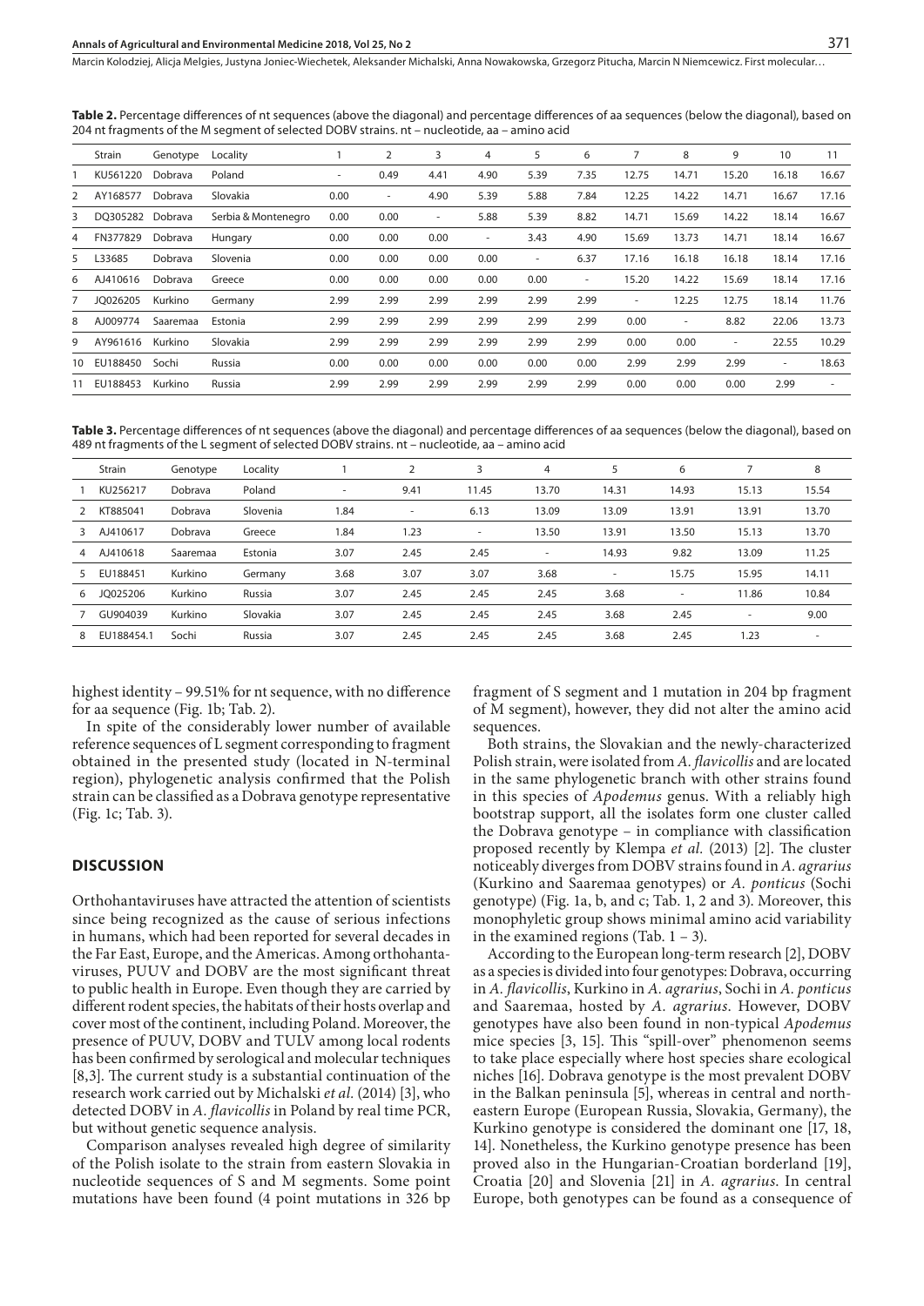**Table 2.** Percentage differences of nt sequences (above the diagonal) and percentage differences of aa sequences (below the diagonal), based on 204 nt fragments of the M segment of selected DOBV strains. nt – nucleotide, aa – amino acid

| | Strain | Genotype | Locality | 1 | 2 | 3 | 4 | 5 | 6 | 7 | 8 | 9 | 10 | 11 |
|---|---|---|---|---|---|---|---|---|---|---|---|---|---|---|
| 1 | KU561220 | Dobrava | Poland | - | 0.49 | 4.41 | 4.90 | 5.39 | 7.35 | 12.75 | 14.71 | 15.20 | 16.18 | 16.67 |
| 2 | AY168577 | Dobrava | Slovakia | 0.00 | - | 4.90 | 5.39 | 5.88 | 7.84 | 12.25 | 14.22 | 14.71 | 16.67 | 17.16 |
| 3 | DQ305282 | Dobrava | Serbia & Montenegro | 0.00 | 0.00 | - | 5.88 | 5.39 | 8.82 | 14.71 | 15.69 | 14.22 | 18.14 | 16.67 |
| 4 | FN377829 | Dobrava | Hungary | 0.00 | 0.00 | 0.00 | - | 3.43 | 4.90 | 15.69 | 13.73 | 14.71 | 18.14 | 16.67 |
| 5 | L33685 | Dobrava | Slovenia | 0.00 | 0.00 | 0.00 | 0.00 | - | 6.37 | 17.16 | 16.18 | 16.18 | 18.14 | 17.16 |
| 6 | AJ410616 | Dobrava | Greece | 0.00 | 0.00 | 0.00 | 0.00 | 0.00 | - | 15.20 | 14.22 | 15.69 | 18.14 | 17.16 |
| 7 | JQ026205 | Kurkino | Germany | 2.99 | 2.99 | 2.99 | 2.99 | 2.99 | 2.99 | - | 12.25 | 12.75 | 18.14 | 11.76 |
| 8 | AJ009774 | Saaremaa | Estonia | 2.99 | 2.99 | 2.99 | 2.99 | 2.99 | 2.99 | 0.00 | - | 8.82 | 22.06 | 13.73 |
| 9 | AY961616 | Kurkino | Slovakia | 2.99 | 2.99 | 2.99 | 2.99 | 2.99 | 2.99 | 0.00 | 0.00 | - | 22.55 | 10.29 |
| 10 | EU188450 | Sochi | Russia | 0.00 | 0.00 | 0.00 | 0.00 | 0.00 | 0.00 | 2.99 | 2.99 | 2.99 | - | 18.63 |
| 11 | EU188453 | Kurkino | Russia | 2.99 | 2.99 | 2.99 | 2.99 | 2.99 | 2.99 | 0.00 | 0.00 | 0.00 | 2.99 | - |

**Table 3.** Percentage differences of nt sequences (above the diagonal) and percentage differences of aa sequences (below the diagonal), based on 489 nt fragments of the L segment of selected DOBV strains. nt – nucleotide, aa – amino acid

| | Strain | Genotype | Locality | 1 | 2 | 3 | 4 | 5 | 6 | 7 | 8 |
|---|---|---|---|---|---|---|---|---|---|---|---|
| 1 | KU256217 | Dobrava | Poland | - | 9.41 | 11.45 | 13.70 | 14.31 | 14.93 | 15.13 | 15.54 |
| 2 | KT885041 | Dobrava | Slovenia | 1.84 | - | 6.13 | 13.09 | 13.09 | 13.91 | 13.91 | 13.70 |
| 3 | AJ410617 | Dobrava | Greece | 1.84 | 1.23 | - | 13.50 | 13.91 | 13.50 | 15.13 | 13.70 |
| 4 | AJ410618 | Saaremaa | Estonia | 3.07 | 2.45 | 2.45 | - | 14.93 | 9.82 | 13.09 | 11.25 |
| 5 | EU188451 | Kurkino | Germany | 3.68 | 3.07 | 3.07 | 3.68 | - | 15.75 | 15.95 | 14.11 |
| 6 | JQ025206 | Kurkino | Russia | 3.07 | 2.45 | 2.45 | 2.45 | 3.68 | - | 11.86 | 10.84 |
| 7 | GU904039 | Kurkino | Slovakia | 3.07 | 2.45 | 2.45 | 2.45 | 3.68 | 2.45 | - | 9.00 |
| 8 | EU188454.1 | Sochi | Russia | 3.07 | 2.45 | 2.45 | 2.45 | 3.68 | 2.45 | 1.23 | - |

highest identity – 99.51% for nt sequence, with no difference for aa sequence (Fig. 1b; Tab. 2).

In spite of the considerably lower number of available reference sequences of L segment corresponding to fragment obtained in the presented study (located in N-terminal region), phylogenetic analysis confirmed that the Polish strain can be classified as a Dobrava genotype representative (Fig. 1c; Tab. 3).

## DISCUSSION

Orthohantaviruses have attracted the attention of scientists since being recognized as the cause of serious infections in humans, which had been reported for several decades in the Far East, Europe, and the Americas. Among orthohantaviruses, PUUV and DOBV are the most significant threat to public health in Europe. Even though they are carried by different rodent species, the habitats of their hosts overlap and cover most of the continent, including Poland. Moreover, the presence of PUUV, DOBV and TULV among local rodents has been confirmed by serological and molecular techniques [8,3]. The current study is a substantial continuation of the research work carried out by Michalski *et al*. (2014) [3], who detected DOBV in *A. flavicollis* in Poland by real time PCR, but without genetic sequence analysis.

Comparison analyses revealed high degree of similarity of the Polish isolate to the strain from eastern Slovakia in nucleotide sequences of S and M segments. Some point mutations have been found (4 point mutations in 326 bp fragment of S segment and 1 mutation in 204 bp fragment of M segment), however, they did not alter the amino acid sequences.

Both strains, the Slovakian and the newly-characterized Polish strain, were isolated from *A. flavicollis* and are located in the same phylogenetic branch with other strains found in this species of *Apodemus* genus. With a reliably high bootstrap support, all the isolates form one cluster called the Dobrava genotype – in compliance with classification proposed recently by Klempa *et al.* (2013) [2]. The cluster noticeably diverges from DOBV strains found in *A. agrarius* (Kurkino and Saaremaa genotypes) or *A. ponticus* (Sochi genotype) (Fig. 1a, b, and c; Tab. 1, 2 and 3). Moreover, this monophyletic group shows minimal amino acid variability in the examined regions (Tab. 1 – 3).

According to the European long-term research [2], DOBV as a species is divided into four genotypes: Dobrava, occurring in *A. flavicollis*, Kurkino in *A. agrarius*, Sochi in *A. ponticus* and Saaremaa, hosted by *A. agrarius*. However, DOBV genotypes have also been found in non-typical *Apodemus* mice species [3, 15]. This "spill-over" phenomenon seems to take place especially where host species share ecological niches [16]. Dobrava genotype is the most prevalent DOBV in the Balkan peninsula [5], whereas in central and north-eastern Europe (European Russia, Slovakia, Germany), the Kurkino genotype is considered the dominant one [17, 18, 14]. Nonetheless, the Kurkino genotype presence has been proved also in the Hungarian-Croatian borderland [19], Croatia [20] and Slovenia [21] in *A. agrarius*. In central Europe, both genotypes can be found as a consequence of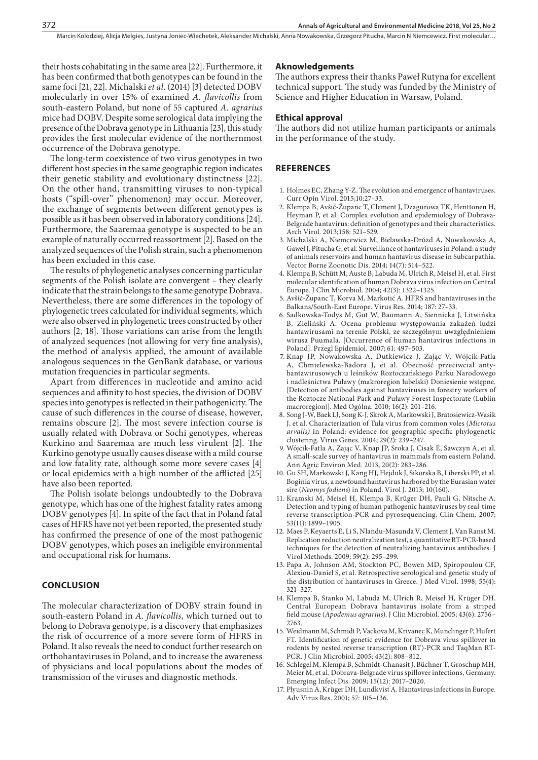their hosts cohabitating in the same area [22]. Furthermore, it has been confirmed that both genotypes can be found in the same foci [21, 22]. Michalski *et al.* (2014) [3] detected DOBV molecularly in over 15% of examined *A. flavicollis* from south-eastern Poland, but none of 55 captured *A. agrarius* mice had DOBV. Despite some serological data implying the presence of the Dobrava genotype in Lithuania [23], this study provides the first molecular evidence of the northernmost occurrence of the Dobrava genotype.

The long-term coexistence of two virus genotypes in two different host species in the same geographic region indicates their genetic stability and evolutionary distinctness [22]. On the other hand, transmitting viruses to non-typical hosts ("spill-over" phenomenon) may occur. Moreover, the exchange of segments between different genotypes is possible as it has been observed in laboratory conditions [24]. Furthermore, the Saaremaa genotype is suspected to be an example of naturally occurred reassortment [2]. Based on the analyzed sequences of the Polish strain, such a phenomenon has been excluded in this case.

The results of phylogenetic analyses concerning particular segments of the Polish isolate are convergent – they clearly indicate that the strain belongs to the same genotype Dobrava. Nevertheless, there are some differences in the topology of phylogenetic trees calculated for individual segments, which were also observed in phylogenetic trees constructed by other authors [2, 18]. Those variations can arise from the length of analyzed sequences (not allowing for very fine analysis), the method of analysis applied, the amount of available analogous sequences in the GenBank database, or various mutation frequencies in particular segments.

Apart from differences in nucleotide and amino acid sequences and affinity to host species, the division of DOBV species into genotypes is reflected in their pathogenicity. The cause of such differences in the course of disease, however, remains obscure [2]. The most severe infection course is usually related with Dobrava or Sochi genotypes, whereas Kurkino and Saaremaa are much less virulent [2]. The Kurkino genotype usually causes disease with a mild course and low fatality rate, although some more severe cases [4] or local epidemics with a high number of the afflicted [25] have also been reported.

The Polish isolate belongs undoubtedly to the Dobrava genotype, which has one of the highest fatality rates among DOBV genotypes [4]. In spite of the fact that in Poland fatal cases of HFRS have not yet been reported, the presented study has confirmed the presence of one of the most pathogenic DOBV genotypes, which poses an ineligible environmental and occupational risk for humans.

## CONCLUSION

The molecular characterization of DOBV strain found in south-eastern Poland in *A. flavicollis*, which turned out to belong to Dobrava genotype, is a discovery that emphasizes the risk of occurrence of a more severe form of HFRS in Poland. It also reveals the need to conduct further research on orthohantaviruses in Poland, and to increase the awareness of physicians and local populations about the modes of transmission of the viruses and diagnostic methods.

### Aknowledgements

The authors express their thanks Paweł Rutyna for excellent technical support. The study was funded by the Ministry of Science and Higher Education in Warsaw, Poland.

### Ethical approval

The authors did not utilize human participants or animals in the performance of the study.

## REFERENCES

1. Holmes EC, Zhang Y-Z. The evolution and emergence of hantaviruses. Curr Opin Virol. 2015;10:27–33.
2. Klempa B, Avšič-Županc T, Clement J, Dzagurowa TK, Henttonen H, Heyman P, et al. Complex evolution and epidemiology of Dobrava-Belgrade hantavirus: definition of genotypes and their characteristics. Arch Virol. 2013;158: 521–529.
3. Michalski A, Niemcewicz M, Bielawska-Drózd A, Nowakowska A, Gaweł J, Pitucha G, et al. Surveillance of hantaviruses in Poland: a study of animals reservoirs and human hantavirus disease in Subcarpathia. Vector Borne Zoonotic Dis. 2014; 14(7): 514–522.
4. Klempa B, Schütt M, Auste B, Labuda M, Ulrich R, Meisel H, et al. First molecular identification of human Dobrava virus infection on Central Europe. J Clin Microbiol. 2004; 42(3): 1322–1325.
5. Avšič-Županc T, Korva M, Markotić A. HFRS and hantaviruses in the Balkans/South-East Europe. Virus Res. 2014; 187: 27–33.
6. Sadkowska-Todys M, Gut W, Baumann A, Siennicka J, Litwińska B, Zieliński A. Ocena problemu występowania zakażeń ludzi hantawirusami na terenie Polski, ze szczególnym uwzględnieniem wirusa Puumala. [Occurrence of human hantavirus infections in Poland]. Przegl Epidemiol. 2007; 61: 497–503.
7. Knap JP, Nowakowska A, Dutkiewicz J, Zając V, Wójcik-Fatla A, Chmielewska-Badora J, et al. Obecność przeciwciał antyhantawirusowych u leśników Roztoczańskiego Parku Narodowego i nadleśnictwa Puławy (makroregion lubelski) Doniesienie wstępne. [Detection of antibodies against hantaviruses in forestry workers of the Roztocze National Park and Puławy Forest Inspectorate (Lublin macroregion)]. Med Ogólna. 2010; 16(2): 201–216.
8. Song J-W, Baek LJ, Song K-J, Skrok A, Markowski J, Bratosiewicz-Wasik J, et al. Characterization of Tula virus from common voles (*Microtus arvalis)* in Poland: evidence for geographic-specific phylogenetic clustering. Virus Genes. 2004; 29(2): 239–247.
9. Wójcik-Fatla A, Zając V, Knap JP, Sroka J, Cisak E, Sawczyn A, et al. A small-scale survey of hantavirus in mammals from eastern Poland. Ann Agric Environ Med. 2013, 20(2): 283–286.
10. Gu SH, Markowski J, Kang HJ, Hejduk J, Sikorska B, Liberski PP, et al. Boginia virus, a newfound hantavirus harbored by the Eurasian water sire (*Neomys fodiens*) in Poland. Virol J. 2013; 10(160).
11. Kramski M, Meisel H, Klempa B, Krüger DH, Pauli G, Nitsche A. Detection and typing of human pathogenic hantaviruses by real-time reverse transcription-PCR and pyrosequencing. Clin Chem. 2007; 53(11): 1899–1905.
12. Maes P, Keyaerts E, Li S, Nlandu-Masunda V, Clement J, Van Ranst M. Replication reduction neutralization test, a quantitative RT-PCR-based techniques for the detection of neutralizing hantavirus antibodies. J Virol Methods. 2009; 59(2): 295–299.
13. Papa A, Johnson AM, Stockton PC, Bowen MD, Spiropoulou CF, Alexiou-Daniel S, et al. Retrospective serological and genetic study of the distribution of hantaviruses in Greece. J Med Virol. 1998; 55(4): 321–327.
14. Klempa B, Stanko M, Labuda M, Ulrich R, Meisel H, Krüger DH. Central European Dobrava hantavirus isolate from a striped field mouse (*Apodemus agrarius*). J Clin Microbiol. 2005; 43(6): 2756–2763.
15. Weidmann M, Schmidt P, Vackova M, Krivanec K, Munclinger P, Hufert FT. Identification of genetic evidence for Dobrava virus spillover in rodents by nested reverse transcription (RT)-PCR and TaqMan RT-PCR. J Clin Microbiol. 2005; 43(2): 808–812.
16. Schlegel M, Klempa B, Schmidt-Chanasit J, Büchner T, Groschup MH, Meier M, et al. Dobrava-Belgrade virus spillover infections, Germany. Emerging Infect Dis. 2009; 15(12): 2017–2020.
17. Plyusnin A, Krüger DH, Lundkvist A. Hantavirus infections in Europe. Adv Virus Res. 2001; 57: 105–136.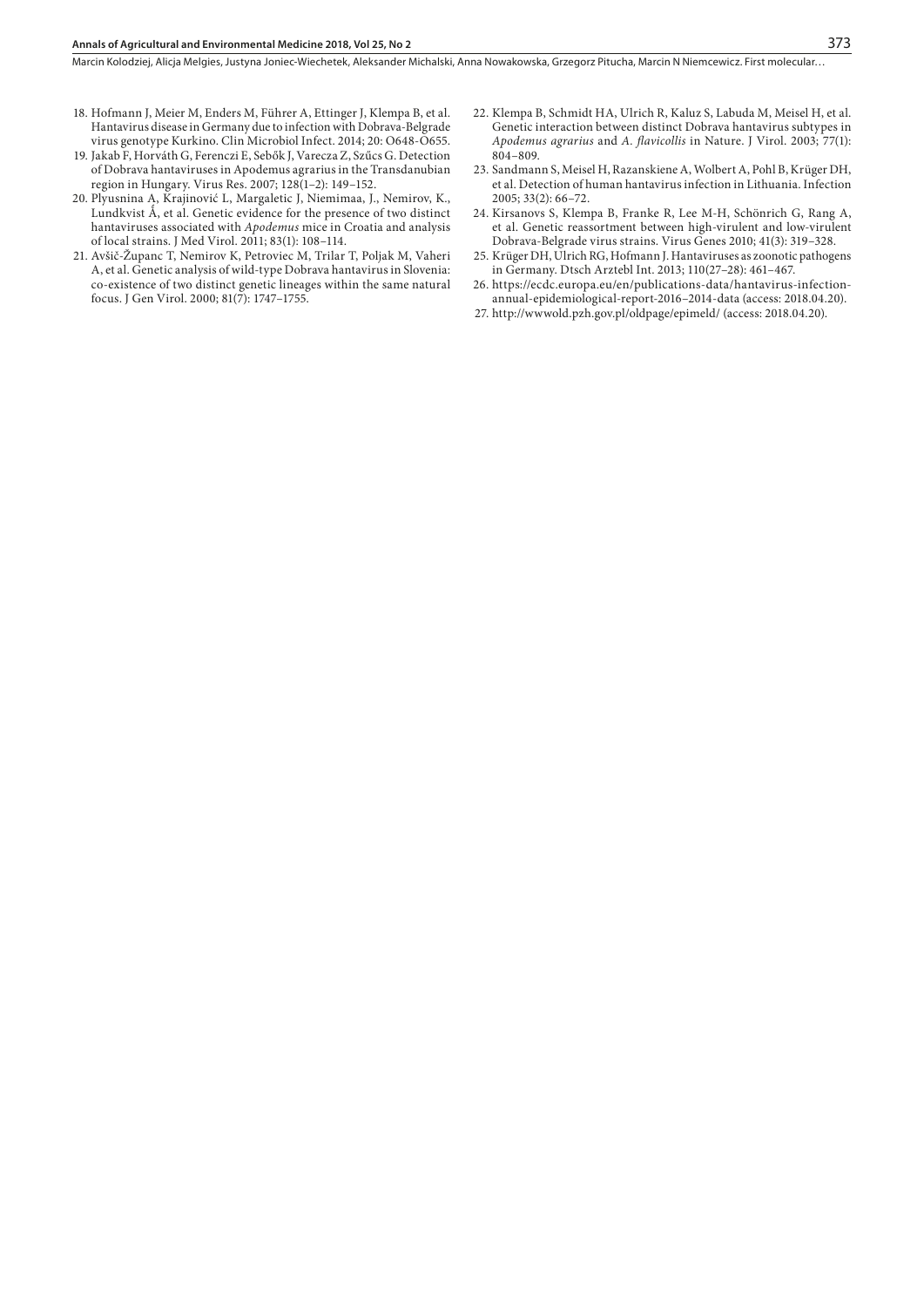18. Hofmann J, Meier M, Enders M, Führer A, Ettinger J, Klempa B, et al. Hantavirus disease in Germany due to infection with Dobrava-Belgrade virus genotype Kurkino. Clin Microbiol Infect. 2014; 20: O648-O655.
19. Jakab F, Horváth G, Ferenczi E, Sebők J, Varecza Z, Szűcs G. Detection of Dobrava hantaviruses in Apodemus agrarius in the Transdanubian region in Hungary. Virus Res. 2007; 128(1–2): 149–152.
20. Plyusnina A, Krajinović L, Margaletic J, Niemimaa, J., Nemirov, K., Lundkvist Á, et al. Genetic evidence for the presence of two distinct hantaviruses associated with *Apodemus* mice in Croatia and analysis of local strains. J Med Virol. 2011; 83(1): 108–114.
21. Avšič-Županc T, Nemirov K, Petroviec M, Trilar T, Poljak M, Vaheri A, et al. Genetic analysis of wild-type Dobrava hantavirus in Slovenia: co-existence of two distinct genetic lineages within the same natural focus. J Gen Virol. 2000; 81(7): 1747–1755.
22. Klempa B, Schmidt HA, Ulrich R, Kaluz S, Labuda M, Meisel H, et al. Genetic interaction between distinct Dobrava hantavirus subtypes in *Apodemus agrarius* and *A. flavicollis* in Nature. J Virol. 2003; 77(1): 804–809.
23. Sandmann S, Meisel H, Razanskiene A, Wolbert A, Pohl B, Krüger DH, et al. Detection of human hantavirus infection in Lithuania. Infection 2005; 33(2): 66–72.
24. Kirsanovs S, Klempa B, Franke R, Lee M-H, Schönrich G, Rang A, et al. Genetic reassortment between high-virulent and low-virulent Dobrava-Belgrade virus strains. Virus Genes 2010; 41(3): 319–328.
25. Krüger DH, Ulrich RG, Hofmann J. Hantaviruses as zoonotic pathogens in Germany. Dtsch Arztebl Int. 2013; 110(27–28): 461–467.
26. https://ecdc.europa.eu/en/publications-data/hantavirus-infection-annual-epidemiological-report-2016–2014-data (access: 2018.04.20).
27. http://wwwold.pzh.gov.pl/oldpage/epimeld/ (access: 2018.04.20).